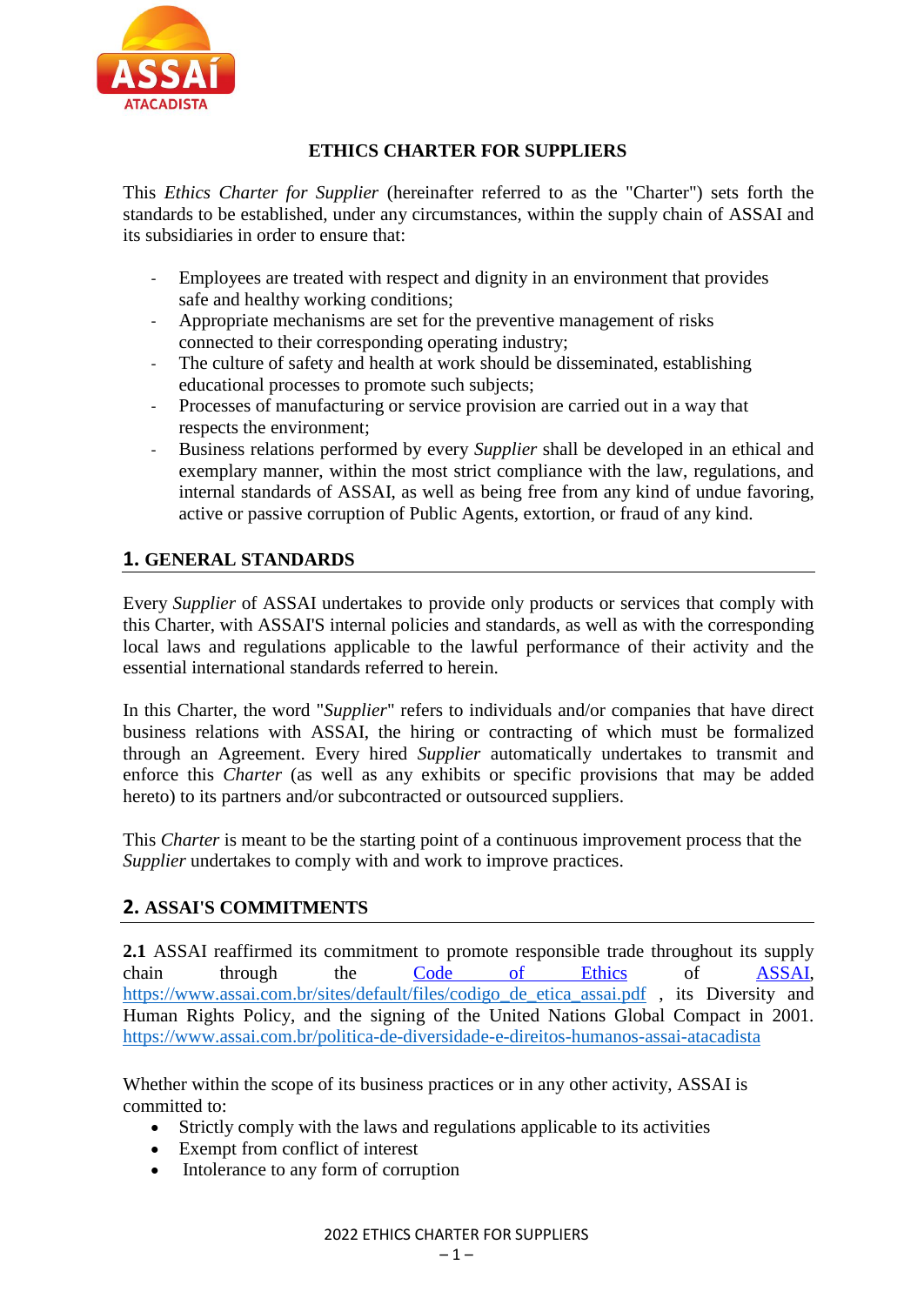# ETHICS CHARTER FOR SUPPLIERS

This *Ethics Charter for Supplier* (hereinafter referred to as the "Charter") sets forth the standards to be established, under any circumstances, within the supply chain of ASSAI and its subsidiaries in order to ensure that:

- Employees are treated with respect and dignity in an environment that provides safe and healthy working conditions;
- Appropriate mechanisms are set for the preventive management of risks connected to their corresponding operating industry;
- The culture of safety and health at work should be disseminated, establishing educational processes to promote such subjects;
- Processes of manufacturing or service provision are carried out in a way that respects the environment;
- Business relations performed by every *Supplier* shall be developed in an ethical and exemplary manner, within the most strict compliance with the law, regulations, and internal standards of ASSAI, as well as being free from any kind of undue favoring, active or passive corruption of Public Agents, extortion, or fraud of any kind.

## 1. GENERAL STANDARDS

Every *Supplier* of ASSAI undertakes to provide only products or services that comply with this Charter, with ASSAI'S internal policies and standards, as well as with the corresponding local laws and regulations applicable to the lawful performance of their activity and the essential international standards referred to herein.

In this Charter, the word "*Supplier*" refers to individuals and/or companies that have direct business relations with ASSAI, the hiring or contracting of which must be formalized through an Agreement. Every hired *Supplier* automatically undertakes to transmit and enforce this *Charter* (as well as any exhibits or specific provisions that may be added hereto) to its partners and/or subcontracted or outsourced suppliers.

This *Charter* is meant to be the starting point of a continuous improvement process that the *Supplier* undertakes to comply with and work to improve practices.

## 2. ASSAI'S COMMITMENTS

**2.1** ASSAI reaffirmed its commitment to promote responsible trade throughout its supply chain through the [Code of Ethics](https://www.assai.com.br/sites/default/files/codigo_de_etica_assai.pdf) of [ASSAI](https://www.assai.com.br/sites/default/files/codigo_de_etica_assai.pdf), https://www.assai.com.br/sites/default/files/codigo_de_etica_assai.pdf , its Diversity and Human Rights Policy, and the signing of the United Nations Global Compact in 2001. https://www.assai.com.br/politica-de-diversidade-e-direitos-humanos-assai-atacadista

Whether within the scope of its business practices or in any other activity, ASSAI is committed to:

- Strictly comply with the laws and regulations applicable to its activities
- Exempt from conflict of interest
- Intolerance to any form of corruption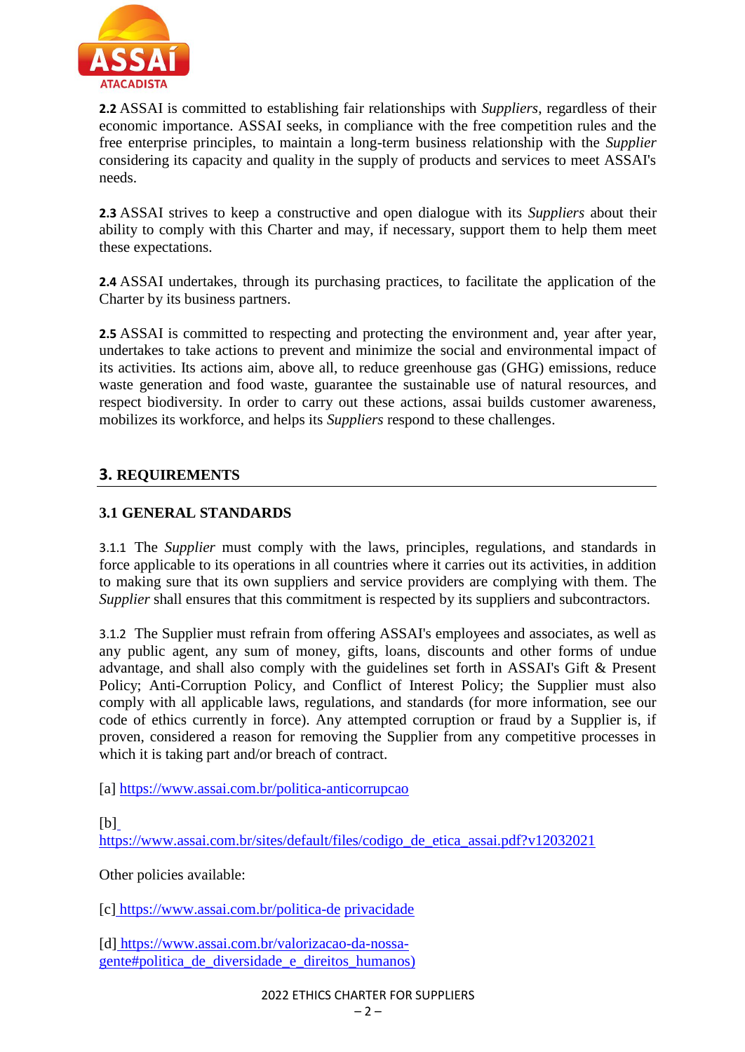**2.2** ASSAI is committed to establishing fair relationships with *Suppliers*, regardless of their economic importance. ASSAI seeks, in compliance with the free competition rules and the free enterprise principles, to maintain a long-term business relationship with the *Supplier* considering its capacity and quality in the supply of products and services to meet ASSAI's needs.

**2.3** ASSAI strives to keep a constructive and open dialogue with its *Suppliers* about their ability to comply with this Charter and may, if necessary, support them to help them meet these expectations.

**2.4** ASSAI undertakes, through its purchasing practices, to facilitate the application of the Charter by its business partners.

**2.5** ASSAI is committed to respecting and protecting the environment and, year after year, undertakes to take actions to prevent and minimize the social and environmental impact of its activities. Its actions aim, above all, to reduce greenhouse gas (GHG) emissions, reduce waste generation and food waste, guarantee the sustainable use of natural resources, and respect biodiversity. In order to carry out these actions, assai builds customer awareness, mobilizes its workforce, and helps its *Suppliers* respond to these challenges.

## 3. REQUIREMENTS

### 3.1 GENERAL STANDARDS

3.1.1 The *Supplier* must comply with the laws, principles, regulations, and standards in force applicable to its operations in all countries where it carries out its activities, in addition to making sure that its own suppliers and service providers are complying with them. The *Supplier* shall ensures that this commitment is respected by its suppliers and subcontractors.

3.1.2 The Supplier must refrain from offering ASSAI's employees and associates, as well as any public agent, any sum of money, gifts, loans, discounts and other forms of undue advantage, and shall also comply with the guidelines set forth in ASSAI's Gift & Present Policy; Anti-Corruption Policy, and Conflict of Interest Policy; the Supplier must also comply with all applicable laws, regulations, and standards (for more information, see our code of ethics currently in force). Any attempted corruption or fraud by a Supplier is, if proven, considered a reason for removing the Supplier from any competitive processes in which it is taking part and/or breach of contract.

[a] https://www.assai.com.br/politica-anticorrupcao

[b] https://www.assai.com.br/sites/default/files/codigo_de_etica_assai.pdf?v12032021

Other policies available:

[c] https://www.assai.com.br/politica-de privacidade

[d] https://www.assai.com.br/valorizacao-da-nossa-gente#politica_de_diversidade_e_direitos_humanos)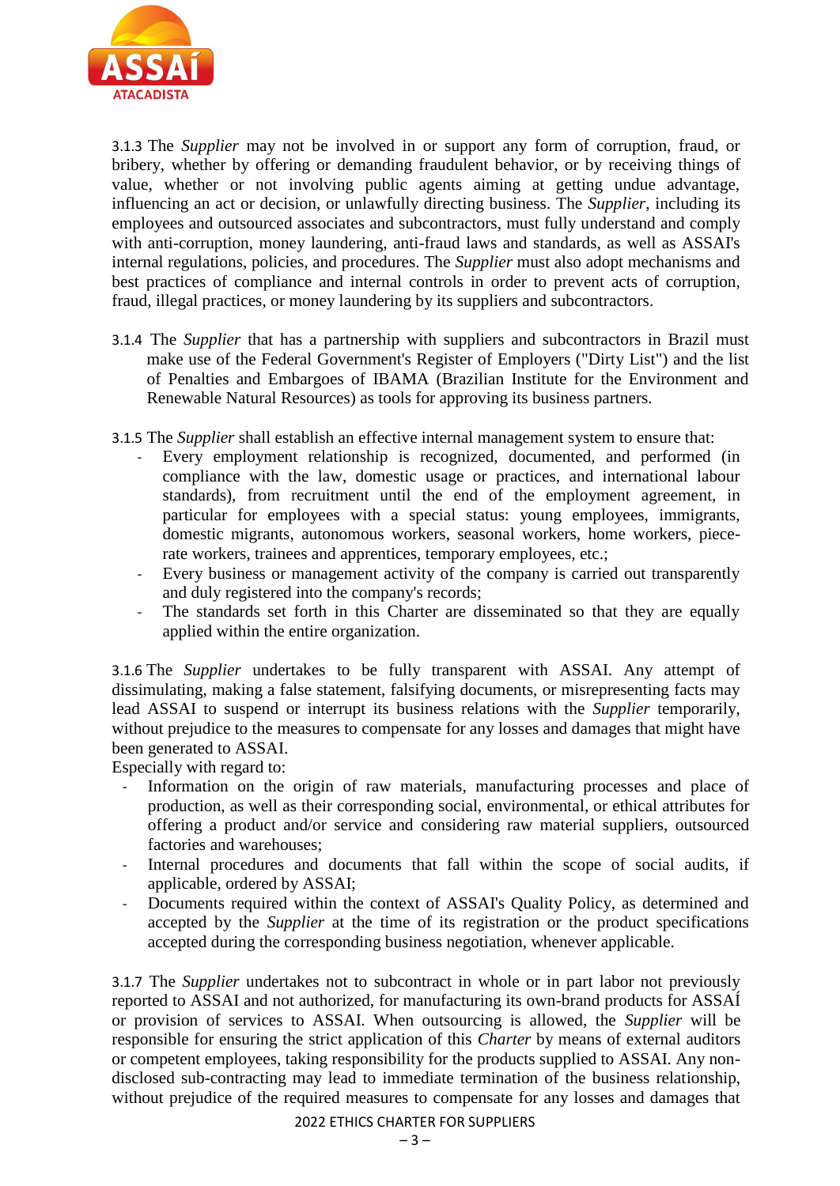3.1.3 The *Supplier* may not be involved in or support any form of corruption, fraud, or bribery, whether by offering or demanding fraudulent behavior, or by receiving things of value, whether or not involving public agents aiming at getting undue advantage, influencing an act or decision, or unlawfully directing business. The *Supplier*, including its employees and outsourced associates and subcontractors, must fully understand and comply with anti-corruption, money laundering, anti-fraud laws and standards, as well as ASSAI's internal regulations, policies, and procedures. The *Supplier* must also adopt mechanisms and best practices of compliance and internal controls in order to prevent acts of corruption, fraud, illegal practices, or money laundering by its suppliers and subcontractors.

3.1.4 The *Supplier* that has a partnership with suppliers and subcontractors in Brazil must make use of the Federal Government's Register of Employers ("Dirty List") and the list of Penalties and Embargoes of IBAMA (Brazilian Institute for the Environment and Renewable Natural Resources) as tools for approving its business partners.

3.1.5 The *Supplier* shall establish an effective internal management system to ensure that:

- Every employment relationship is recognized, documented, and performed (in compliance with the law, domestic usage or practices, and international labour standards), from recruitment until the end of the employment agreement, in particular for employees with a special status: young employees, immigrants, domestic migrants, autonomous workers, seasonal workers, home workers, piece-rate workers, trainees and apprentices, temporary employees, etc.;
- Every business or management activity of the company is carried out transparently and duly registered into the company's records;
- The standards set forth in this Charter are disseminated so that they are equally applied within the entire organization.

3.1.6 The *Supplier* undertakes to be fully transparent with ASSAI. Any attempt of dissimulating, making a false statement, falsifying documents, or misrepresenting facts may lead ASSAI to suspend or interrupt its business relations with the *Supplier* temporarily, without prejudice to the measures to compensate for any losses and damages that might have been generated to ASSAI.

Especially with regard to:

- Information on the origin of raw materials, manufacturing processes and place of production, as well as their corresponding social, environmental, or ethical attributes for offering a product and/or service and considering raw material suppliers, outsourced factories and warehouses;
- Internal procedures and documents that fall within the scope of social audits, if applicable, ordered by ASSAI;
- Documents required within the context of ASSAI's Quality Policy, as determined and accepted by the *Supplier* at the time of its registration or the product specifications accepted during the corresponding business negotiation, whenever applicable.

3.1.7 The *Supplier* undertakes not to subcontract in whole or in part labor not previously reported to ASSAI and not authorized, for manufacturing its own-brand products for ASSAÍ or provision of services to ASSAI. When outsourcing is allowed, the *Supplier* will be responsible for ensuring the strict application of this *Charter* by means of external auditors or competent employees, taking responsibility for the products supplied to ASSAI. Any non-disclosed sub-contracting may lead to immediate termination of the business relationship, without prejudice of the required measures to compensate for any losses and damages that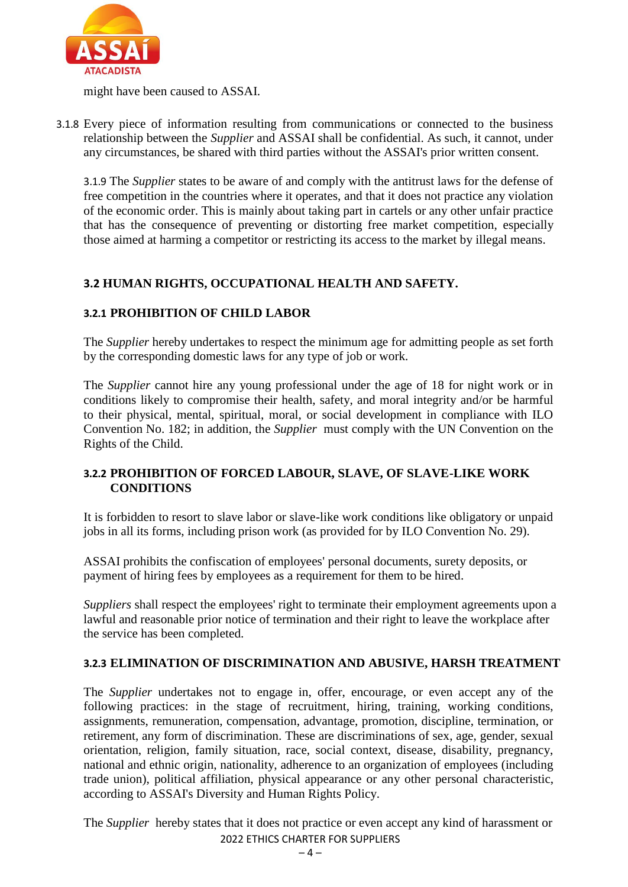might have been caused to ASSAI.

3.1.8 Every piece of information resulting from communications or connected to the business relationship between the *Supplier* and ASSAI shall be confidential. As such, it cannot, under any circumstances, be shared with third parties without the ASSAI's prior written consent.

3.1.9 The *Supplier* states to be aware of and comply with the antitrust laws for the defense of free competition in the countries where it operates, and that it does not practice any violation of the economic order. This is mainly about taking part in cartels or any other unfair practice that has the consequence of preventing or distorting free market competition, especially those aimed at harming a competitor or restricting its access to the market by illegal means.

## 3.2 HUMAN RIGHTS, OCCUPATIONAL HEALTH AND SAFETY.

### 3.2.1 PROHIBITION OF CHILD LABOR

The *Supplier* hereby undertakes to respect the minimum age for admitting people as set forth by the corresponding domestic laws for any type of job or work.

The *Supplier* cannot hire any young professional under the age of 18 for night work or in conditions likely to compromise their health, safety, and moral integrity and/or be harmful to their physical, mental, spiritual, moral, or social development in compliance with ILO Convention No. 182; in addition, the *Supplier* must comply with the UN Convention on the Rights of the Child.

### 3.2.2 PROHIBITION OF FORCED LABOUR, SLAVE, OF SLAVE-LIKE WORK CONDITIONS

It is forbidden to resort to slave labor or slave-like work conditions like obligatory or unpaid jobs in all its forms, including prison work (as provided for by ILO Convention No. 29).

ASSAI prohibits the confiscation of employees' personal documents, surety deposits, or payment of hiring fees by employees as a requirement for them to be hired.

*Suppliers* shall respect the employees' right to terminate their employment agreements upon a lawful and reasonable prior notice of termination and their right to leave the workplace after the service has been completed.

### 3.2.3 ELIMINATION OF DISCRIMINATION AND ABUSIVE, HARSH TREATMENT

The *Supplier* undertakes not to engage in, offer, encourage, or even accept any of the following practices: in the stage of recruitment, hiring, training, working conditions, assignments, remuneration, compensation, advantage, promotion, discipline, termination, or retirement, any form of discrimination. These are discriminations of sex, age, gender, sexual orientation, religion, family situation, race, social context, disease, disability, pregnancy, national and ethnic origin, nationality, adherence to an organization of employees (including trade union), political affiliation, physical appearance or any other personal characteristic, according to ASSAI's Diversity and Human Rights Policy.

The *Supplier* hereby states that it does not practice or even accept any kind of harassment or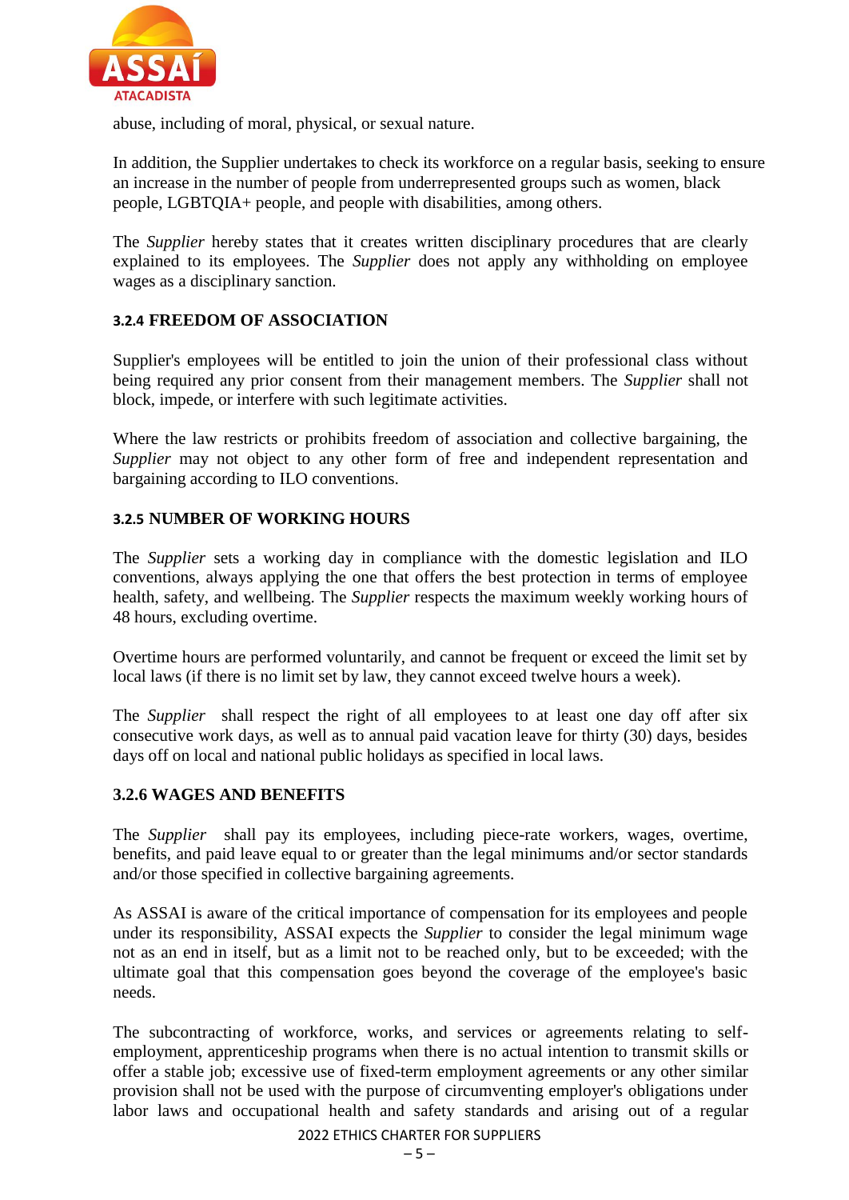abuse, including of moral, physical, or sexual nature.

In addition, the Supplier undertakes to check its workforce on a regular basis, seeking to ensure an increase in the number of people from underrepresented groups such as women, black people, LGBTQIA+ people, and people with disabilities, among others.

The *Supplier* hereby states that it creates written disciplinary procedures that are clearly explained to its employees. The *Supplier* does not apply any withholding on employee wages as a disciplinary sanction.

### 3.2.4 FREEDOM OF ASSOCIATION

Supplier's employees will be entitled to join the union of their professional class without being required any prior consent from their management members. The *Supplier* shall not block, impede, or interfere with such legitimate activities.

Where the law restricts or prohibits freedom of association and collective bargaining, the *Supplier* may not object to any other form of free and independent representation and bargaining according to ILO conventions.

### 3.2.5 NUMBER OF WORKING HOURS

The *Supplier* sets a working day in compliance with the domestic legislation and ILO conventions, always applying the one that offers the best protection in terms of employee health, safety, and wellbeing. The *Supplier* respects the maximum weekly working hours of 48 hours, excluding overtime.

Overtime hours are performed voluntarily, and cannot be frequent or exceed the limit set by local laws (if there is no limit set by law, they cannot exceed twelve hours a week).

The *Supplier* shall respect the right of all employees to at least one day off after six consecutive work days, as well as to annual paid vacation leave for thirty (30) days, besides days off on local and national public holidays as specified in local laws.

### 3.2.6 WAGES AND BENEFITS

The *Supplier* shall pay its employees, including piece-rate workers, wages, overtime, benefits, and paid leave equal to or greater than the legal minimums and/or sector standards and/or those specified in collective bargaining agreements.

As ASSAI is aware of the critical importance of compensation for its employees and people under its responsibility, ASSAI expects the *Supplier* to consider the legal minimum wage not as an end in itself, but as a limit not to be reached only, but to be exceeded; with the ultimate goal that this compensation goes beyond the coverage of the employee's basic needs.

The subcontracting of workforce, works, and services or agreements relating to self-employment, apprenticeship programs when there is no actual intention to transmit skills or offer a stable job; excessive use of fixed-term employment agreements or any other similar provision shall not be used with the purpose of circumventing employer's obligations under labor laws and occupational health and safety standards and arising out of a regular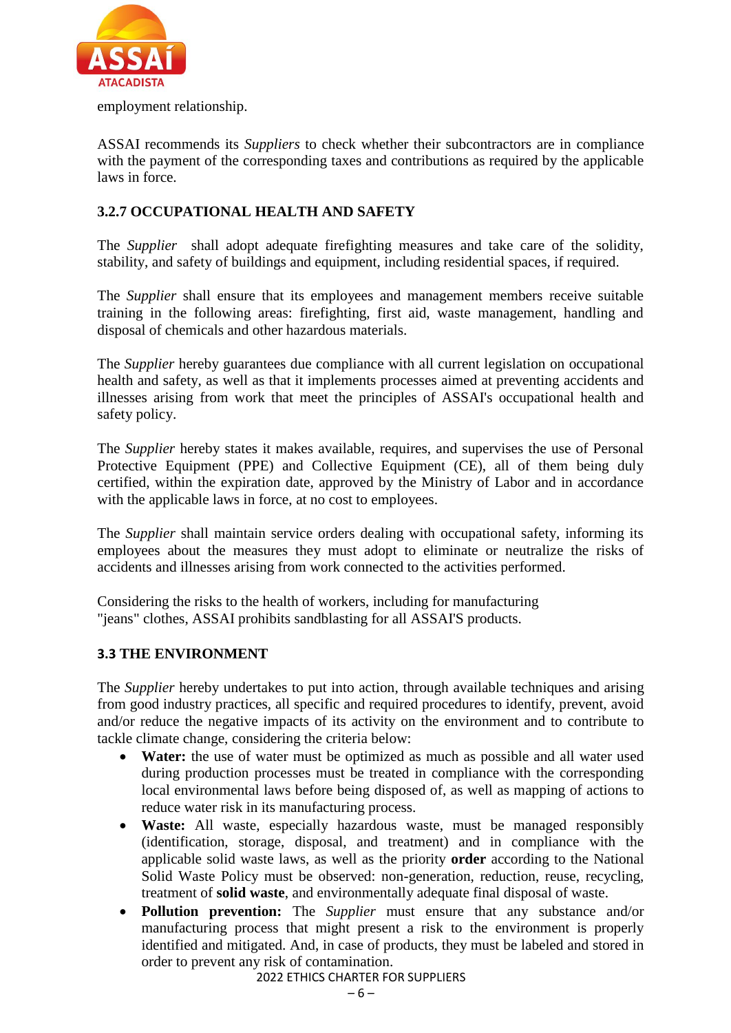employment relationship.

ASSAI recommends its *Suppliers* to check whether their subcontractors are in compliance with the payment of the corresponding taxes and contributions as required by the applicable laws in force.

### 3.2.7 OCCUPATIONAL HEALTH AND SAFETY

The *Supplier* shall adopt adequate firefighting measures and take care of the solidity, stability, and safety of buildings and equipment, including residential spaces, if required.

The *Supplier* shall ensure that its employees and management members receive suitable training in the following areas: firefighting, first aid, waste management, handling and disposal of chemicals and other hazardous materials.

The *Supplier* hereby guarantees due compliance with all current legislation on occupational health and safety, as well as that it implements processes aimed at preventing accidents and illnesses arising from work that meet the principles of ASSAI's occupational health and safety policy.

The *Supplier* hereby states it makes available, requires, and supervises the use of Personal Protective Equipment (PPE) and Collective Equipment (CE), all of them being duly certified, within the expiration date, approved by the Ministry of Labor and in accordance with the applicable laws in force, at no cost to employees.

The *Supplier* shall maintain service orders dealing with occupational safety, informing its employees about the measures they must adopt to eliminate or neutralize the risks of accidents and illnesses arising from work connected to the activities performed.

Considering the risks to the health of workers, including for manufacturing "jeans" clothes, ASSAI prohibits sandblasting for all ASSAI'S products.

### 3.3 THE ENVIRONMENT

The *Supplier* hereby undertakes to put into action, through available techniques and arising from good industry practices, all specific and required procedures to identify, prevent, avoid and/or reduce the negative impacts of its activity on the environment and to contribute to tackle climate change, considering the criteria below:

- **Water:** the use of water must be optimized as much as possible and all water used during production processes must be treated in compliance with the corresponding local environmental laws before being disposed of, as well as mapping of actions to reduce water risk in its manufacturing process.
- **Waste:** All waste, especially hazardous waste, must be managed responsibly (identification, storage, disposal, and treatment) and in compliance with the applicable solid waste laws, as well as the priority **order** according to the National Solid Waste Policy must be observed: non-generation, reduction, reuse, recycling, treatment of **solid waste**, and environmentally adequate final disposal of waste.
- **Pollution prevention:** The *Supplier* must ensure that any substance and/or manufacturing process that might present a risk to the environment is properly identified and mitigated. And, in case of products, they must be labeled and stored in order to prevent any risk of contamination.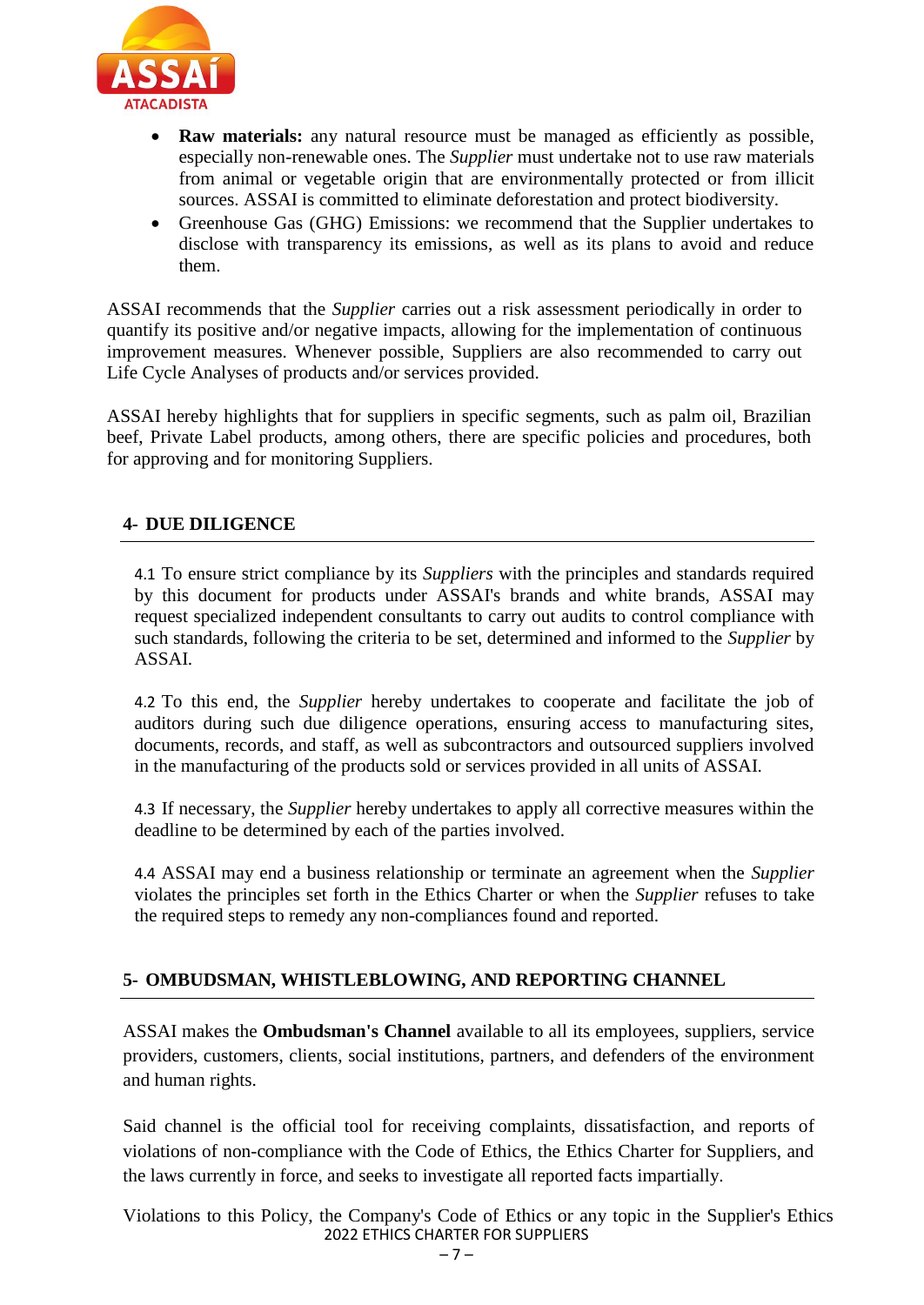- **Raw materials:** any natural resource must be managed as efficiently as possible, especially non-renewable ones. The *Supplier* must undertake not to use raw materials from animal or vegetable origin that are environmentally protected or from illicit sources. ASSAI is committed to eliminate deforestation and protect biodiversity.
- Greenhouse Gas (GHG) Emissions: we recommend that the Supplier undertakes to disclose with transparency its emissions, as well as its plans to avoid and reduce them.

ASSAI recommends that the *Supplier* carries out a risk assessment periodically in order to quantify its positive and/or negative impacts, allowing for the implementation of continuous improvement measures. Whenever possible, Suppliers are also recommended to carry out Life Cycle Analyses of products and/or services provided.

ASSAI hereby highlights that for suppliers in specific segments, such as palm oil, Brazilian beef, Private Label products, among others, there are specific policies and procedures, both for approving and for monitoring Suppliers.

## 4- DUE DILIGENCE

4.1 To ensure strict compliance by its *Suppliers* with the principles and standards required by this document for products under ASSAI's brands and white brands, ASSAI may request specialized independent consultants to carry out audits to control compliance with such standards, following the criteria to be set, determined and informed to the *Supplier* by ASSAI.

4.2 To this end, the *Supplier* hereby undertakes to cooperate and facilitate the job of auditors during such due diligence operations, ensuring access to manufacturing sites, documents, records, and staff, as well as subcontractors and outsourced suppliers involved in the manufacturing of the products sold or services provided in all units of ASSAI.

4.3 If necessary, the *Supplier* hereby undertakes to apply all corrective measures within the deadline to be determined by each of the parties involved.

4.4 ASSAI may end a business relationship or terminate an agreement when the *Supplier* violates the principles set forth in the Ethics Charter or when the *Supplier* refuses to take the required steps to remedy any non-compliances found and reported.

## 5- OMBUDSMAN, WHISTLEBLOWING, AND REPORTING CHANNEL

ASSAI makes the **Ombudsman's Channel** available to all its employees, suppliers, service providers, customers, clients, social institutions, partners, and defenders of the environment and human rights.

Said channel is the official tool for receiving complaints, dissatisfaction, and reports of violations of non-compliance with the Code of Ethics, the Ethics Charter for Suppliers, and the laws currently in force, and seeks to investigate all reported facts impartially.

Violations to this Policy, the Company's Code of Ethics or any topic in the Supplier's Ethics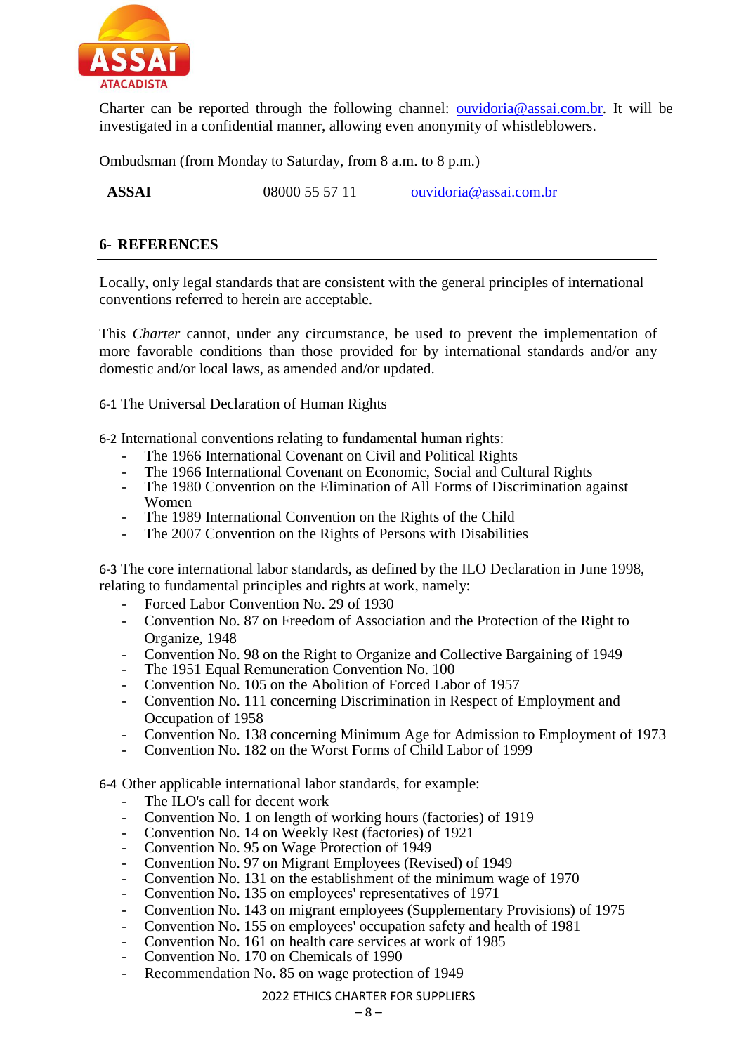Charter can be reported through the following channel: ouvidoria@assai.com.br. It will be investigated in a confidential manner, allowing even anonymity of whistleblowers.

Ombudsman (from Monday to Saturday, from 8 a.m. to 8 p.m.)

| **ASSAI** | 08000 55 57 11 | ouvidoria@assai.com.br |
|---|---|---|

## 6- REFERENCES

Locally, only legal standards that are consistent with the general principles of international conventions referred to herein are acceptable.

This *Charter* cannot, under any circumstance, be used to prevent the implementation of more favorable conditions than those provided for by international standards and/or any domestic and/or local laws, as amended and/or updated.

6-1 The Universal Declaration of Human Rights

6-2 International conventions relating to fundamental human rights:

- The 1966 International Covenant on Civil and Political Rights
- The 1966 International Covenant on Economic, Social and Cultural Rights
- The 1980 Convention on the Elimination of All Forms of Discrimination against Women
- The 1989 International Convention on the Rights of the Child
- The 2007 Convention on the Rights of Persons with Disabilities

6-3 The core international labor standards, as defined by the ILO Declaration in June 1998, relating to fundamental principles and rights at work, namely:

- Forced Labor Convention No. 29 of 1930
- Convention No. 87 on Freedom of Association and the Protection of the Right to Organize, 1948
- Convention No. 98 on the Right to Organize and Collective Bargaining of 1949
- The 1951 Equal Remuneration Convention No. 100
- Convention No. 105 on the Abolition of Forced Labor of 1957
- Convention No. 111 concerning Discrimination in Respect of Employment and Occupation of 1958
- Convention No. 138 concerning Minimum Age for Admission to Employment of 1973
- Convention No. 182 on the Worst Forms of Child Labor of 1999

6-4 Other applicable international labor standards, for example:

- The ILO's call for decent work
- Convention No. 1 on length of working hours (factories) of 1919
- Convention No. 14 on Weekly Rest (factories) of 1921
- Convention No. 95 on Wage Protection of 1949
- Convention No. 97 on Migrant Employees (Revised) of 1949
- Convention No. 131 on the establishment of the minimum wage of 1970
- Convention No. 135 on employees' representatives of 1971
- Convention No. 143 on migrant employees (Supplementary Provisions) of 1975
- Convention No. 155 on employees' occupation safety and health of 1981
- Convention No. 161 on health care services at work of 1985
- Convention No. 170 on Chemicals of 1990
- Recommendation No. 85 on wage protection of 1949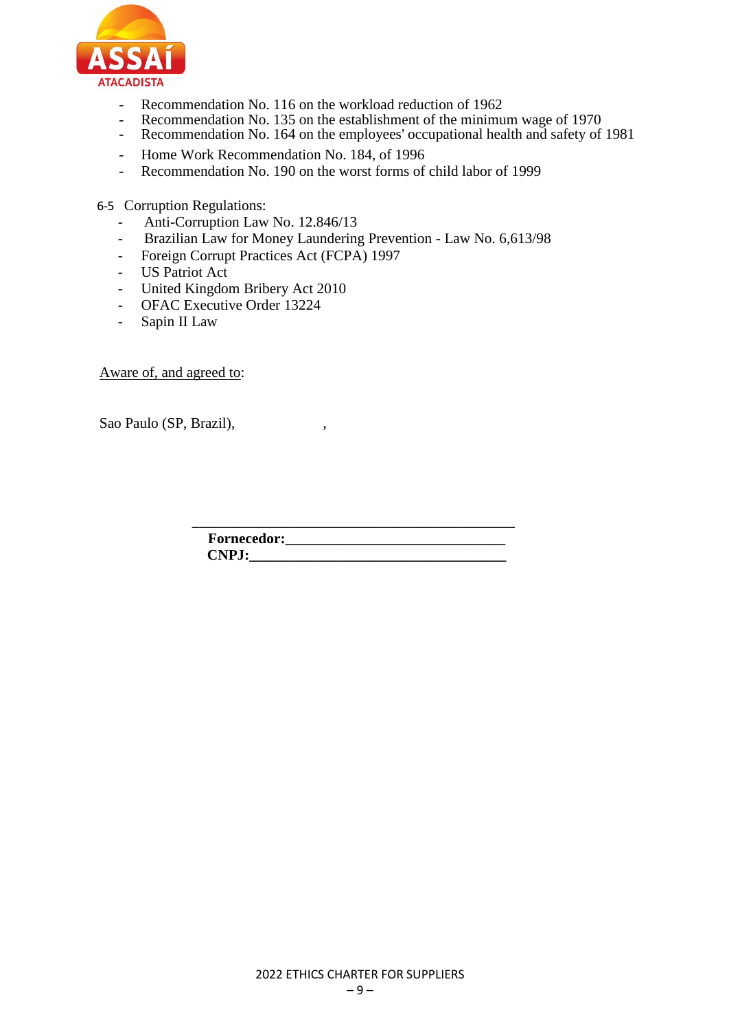- Recommendation No. 116 on the workload reduction of 1962
- Recommendation No. 135 on the establishment of the minimum wage of 1970
- Recommendation No. 164 on the employees' occupational health and safety of 1981
- Home Work Recommendation No. 184, of 1996
- Recommendation No. 190 on the worst forms of child labor of 1999

6-5 Corruption Regulations:

- Anti-Corruption Law No. 12.846/13
- Brazilian Law for Money Laundering Prevention - Law No. 6,613/98
- Foreign Corrupt Practices Act (FCPA) 1997
- US Patriot Act
- United Kingdom Bribery Act 2010
- OFAC Executive Order 13224
- Sapin II Law

<u>Aware of, and agreed to</u>:

Sao Paulo (SP, Brazil), ,

_____________________________________________

**Fornecedor:**_____________________________

**CNPJ:**__________________________________